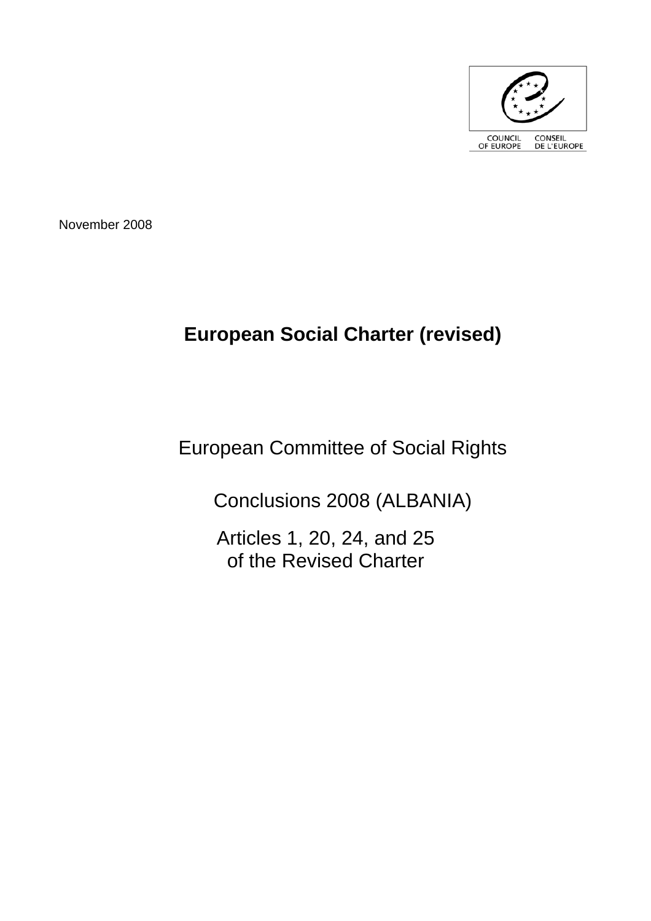COUNCIL OF EUROPE CONSEIL DE L'EUROPE

November 2008

# European Social Charter (revised)

European Committee of Social Rights

Conclusions 2008 (ALBANIA)

Articles 1, 20, 24, and 25
of the Revised Charter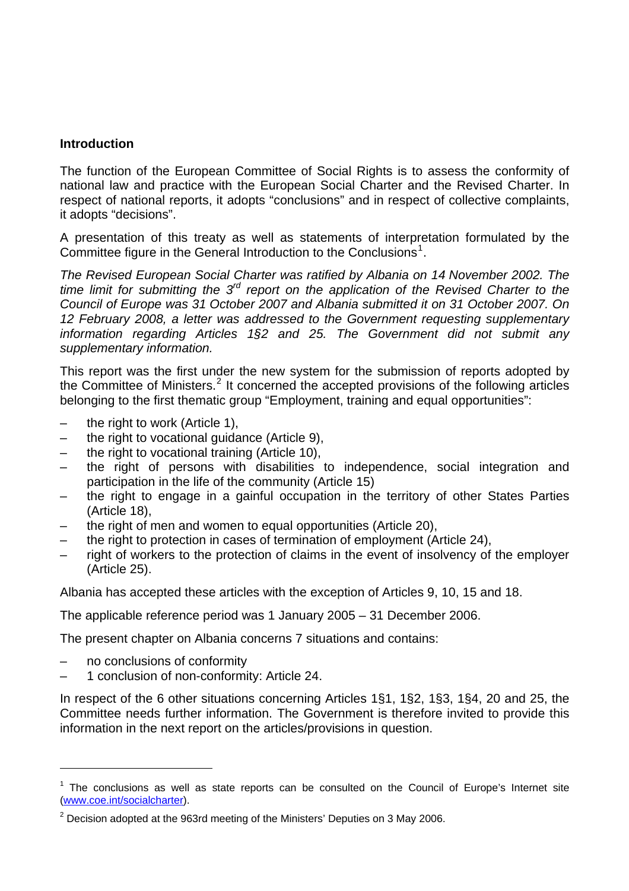## Introduction

The function of the European Committee of Social Rights is to assess the conformity of national law and practice with the European Social Charter and the Revised Charter. In respect of national reports, it adopts "conclusions" and in respect of collective complaints, it adopts "decisions".

A presentation of this treaty as well as statements of interpretation formulated by the Committee figure in the General Introduction to the Conclusions[1].

*The Revised European Social Charter was ratified by Albania on 14 November 2002. The time limit for submitting the 3rd report on the application of the Revised Charter to the Council of Europe was 31 October 2007 and Albania submitted it on 31 October 2007. On 12 February 2008, a letter was addressed to the Government requesting supplementary information regarding Articles 1§2 and 25. The Government did not submit any supplementary information.*

This report was the first under the new system for the submission of reports adopted by the Committee of Ministers.[2] It concerned the accepted provisions of the following articles belonging to the first thematic group "Employment, training and equal opportunities":

- the right to work (Article 1),
- the right to vocational guidance (Article 9),
- the right to vocational training (Article 10),
- the right of persons with disabilities to independence, social integration and participation in the life of the community (Article 15)
- the right to engage in a gainful occupation in the territory of other States Parties (Article 18),
- the right of men and women to equal opportunities (Article 20),
- the right to protection in cases of termination of employment (Article 24),
- right of workers to the protection of claims in the event of insolvency of the employer (Article 25).

Albania has accepted these articles with the exception of Articles 9, 10, 15 and 18.

The applicable reference period was 1 January 2005 – 31 December 2006.

The present chapter on Albania concerns 7 situations and contains:

- no conclusions of conformity
- 1 conclusion of non-conformity: Article 24.

In respect of the 6 other situations concerning Articles 1§1, 1§2, 1§3, 1§4, 20 and 25, the Committee needs further information. The Government is therefore invited to provide this information in the next report on the articles/provisions in question.

---

[1] The conclusions as well as state reports can be consulted on the Council of Europe's Internet site (www.coe.int/socialcharter).

[2] Decision adopted at the 963rd meeting of the Ministers' Deputies on 3 May 2006.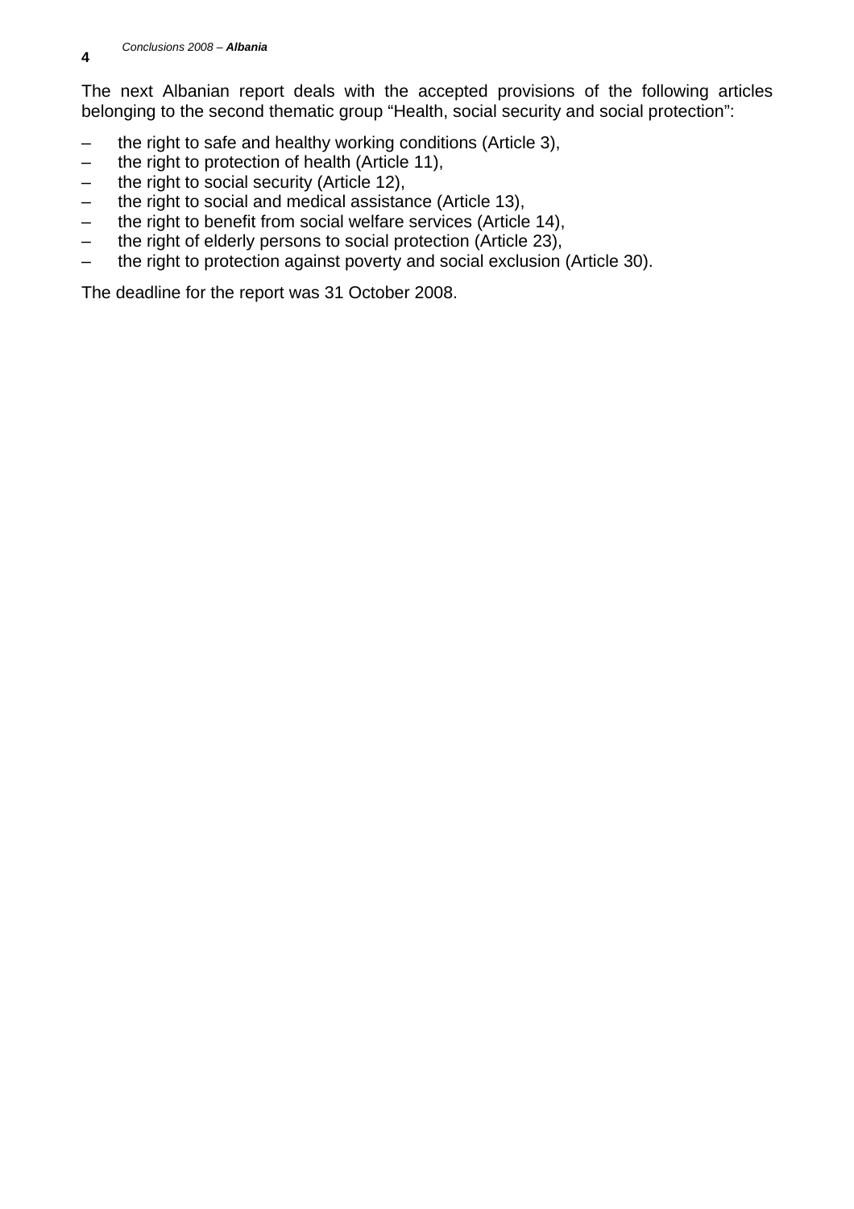The next Albanian report deals with the accepted provisions of the following articles belonging to the second thematic group "Health, social security and social protection":

- the right to safe and healthy working conditions (Article 3),
- the right to protection of health (Article 11),
- the right to social security (Article 12),
- the right to social and medical assistance (Article 13),
- the right to benefit from social welfare services (Article 14),
- the right of elderly persons to social protection (Article 23),
- the right to protection against poverty and social exclusion (Article 30).

The deadline for the report was 31 October 2008.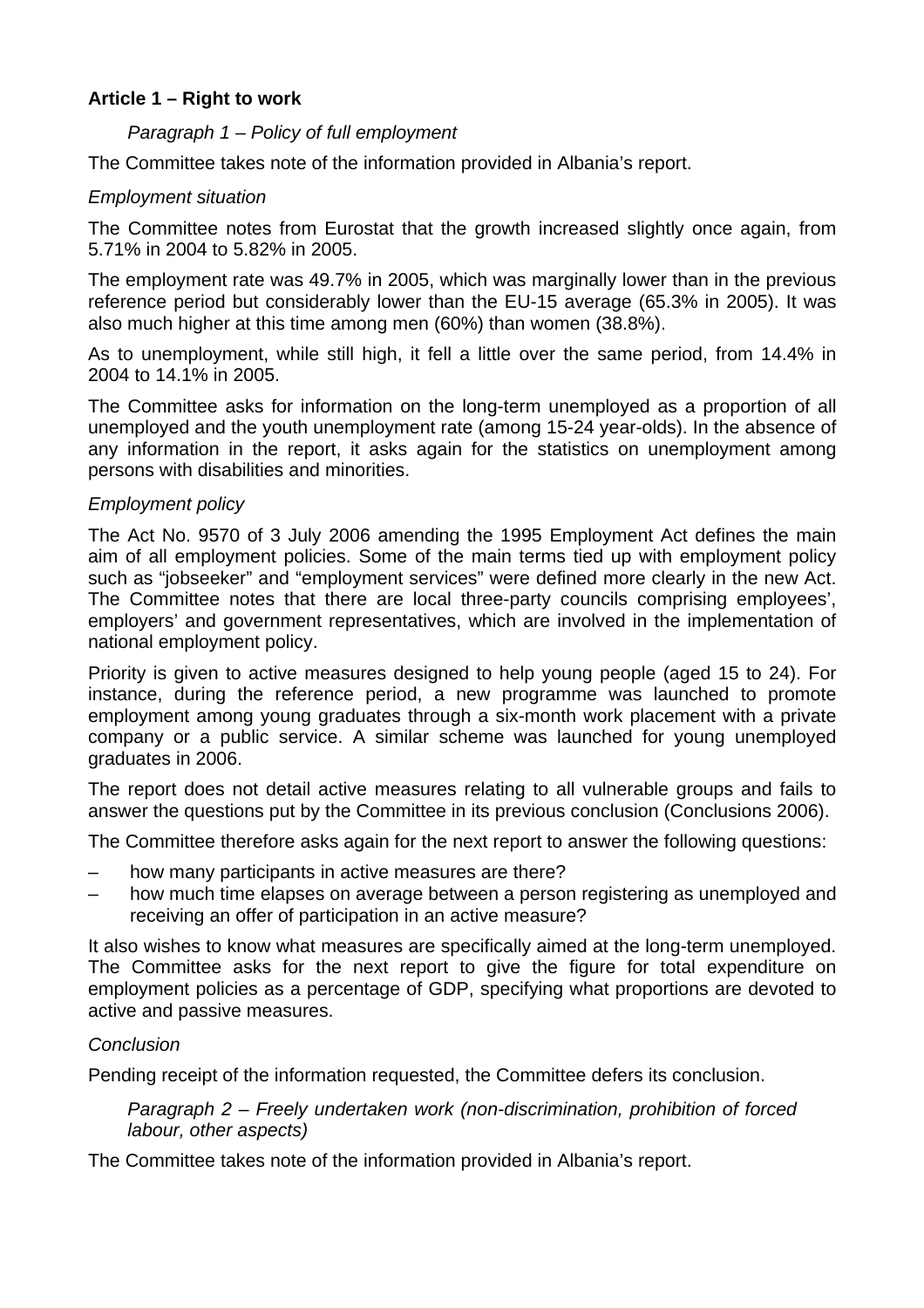**Article 1 – Right to work**

*Paragraph 1 – Policy of full employment*

The Committee takes note of the information provided in Albania's report.

*Employment situation*

The Committee notes from Eurostat that the growth increased slightly once again, from 5.71% in 2004 to 5.82% in 2005.

The employment rate was 49.7% in 2005, which was marginally lower than in the previous reference period but considerably lower than the EU-15 average (65.3% in 2005). It was also much higher at this time among men (60%) than women (38.8%).

As to unemployment, while still high, it fell a little over the same period, from 14.4% in 2004 to 14.1% in 2005.

The Committee asks for information on the long-term unemployed as a proportion of all unemployed and the youth unemployment rate (among 15-24 year-olds). In the absence of any information in the report, it asks again for the statistics on unemployment among persons with disabilities and minorities.

*Employment policy*

The Act No. 9570 of 3 July 2006 amending the 1995 Employment Act defines the main aim of all employment policies. Some of the main terms tied up with employment policy such as "jobseeker" and "employment services" were defined more clearly in the new Act. The Committee notes that there are local three-party councils comprising employees', employers' and government representatives, which are involved in the implementation of national employment policy.

Priority is given to active measures designed to help young people (aged 15 to 24). For instance, during the reference period, a new programme was launched to promote employment among young graduates through a six-month work placement with a private company or a public service. A similar scheme was launched for young unemployed graduates in 2006.

The report does not detail active measures relating to all vulnerable groups and fails to answer the questions put by the Committee in its previous conclusion (Conclusions 2006).

The Committee therefore asks again for the next report to answer the following questions:

– how many participants in active measures are there?
– how much time elapses on average between a person registering as unemployed and receiving an offer of participation in an active measure?

It also wishes to know what measures are specifically aimed at the long-term unemployed. The Committee asks for the next report to give the figure for total expenditure on employment policies as a percentage of GDP, specifying what proportions are devoted to active and passive measures.

*Conclusion*

Pending receipt of the information requested, the Committee defers its conclusion.

*Paragraph 2 – Freely undertaken work (non-discrimination, prohibition of forced labour, other aspects)*

The Committee takes note of the information provided in Albania's report.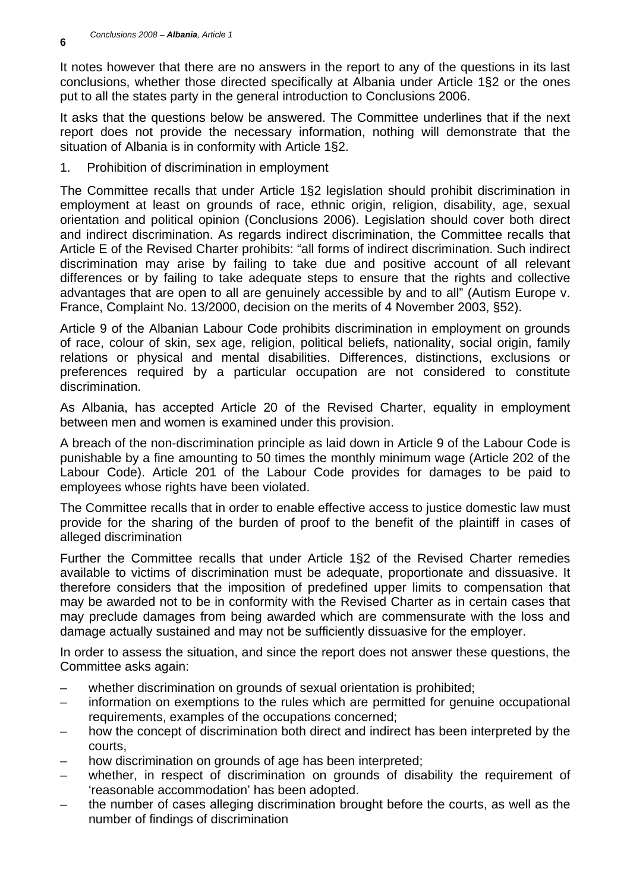It notes however that there are no answers in the report to any of the questions in its last conclusions, whether those directed specifically at Albania under Article 1§2 or the ones put to all the states party in the general introduction to Conclusions 2006.

It asks that the questions below be answered. The Committee underlines that if the next report does not provide the necessary information, nothing will demonstrate that the situation of Albania is in conformity with Article 1§2.

1. Prohibition of discrimination in employment

The Committee recalls that under Article 1§2 legislation should prohibit discrimination in employment at least on grounds of race, ethnic origin, religion, disability, age, sexual orientation and political opinion (Conclusions 2006). Legislation should cover both direct and indirect discrimination. As regards indirect discrimination, the Committee recalls that Article E of the Revised Charter prohibits: "all forms of indirect discrimination. Such indirect discrimination may arise by failing to take due and positive account of all relevant differences or by failing to take adequate steps to ensure that the rights and collective advantages that are open to all are genuinely accessible by and to all" (Autism Europe v. France, Complaint No. 13/2000, decision on the merits of 4 November 2003, §52).

Article 9 of the Albanian Labour Code prohibits discrimination in employment on grounds of race, colour of skin, sex age, religion, political beliefs, nationality, social origin, family relations or physical and mental disabilities. Differences, distinctions, exclusions or preferences required by a particular occupation are not considered to constitute discrimination.

As Albania, has accepted Article 20 of the Revised Charter, equality in employment between men and women is examined under this provision.

A breach of the non-discrimination principle as laid down in Article 9 of the Labour Code is punishable by a fine amounting to 50 times the monthly minimum wage (Article 202 of the Labour Code). Article 201 of the Labour Code provides for damages to be paid to employees whose rights have been violated.

The Committee recalls that in order to enable effective access to justice domestic law must provide for the sharing of the burden of proof to the benefit of the plaintiff in cases of alleged discrimination

Further the Committee recalls that under Article 1§2 of the Revised Charter remedies available to victims of discrimination must be adequate, proportionate and dissuasive. It therefore considers that the imposition of predefined upper limits to compensation that may be awarded not to be in conformity with the Revised Charter as in certain cases that may preclude damages from being awarded which are commensurate with the loss and damage actually sustained and may not be sufficiently dissuasive for the employer.

In order to assess the situation, and since the report does not answer these questions, the Committee asks again:

– whether discrimination on grounds of sexual orientation is prohibited;
– information on exemptions to the rules which are permitted for genuine occupational requirements, examples of the occupations concerned;
– how the concept of discrimination both direct and indirect has been interpreted by the courts,
– how discrimination on grounds of age has been interpreted;
– whether, in respect of discrimination on grounds of disability the requirement of 'reasonable accommodation' has been adopted.
– the number of cases alleging discrimination brought before the courts, as well as the number of findings of discrimination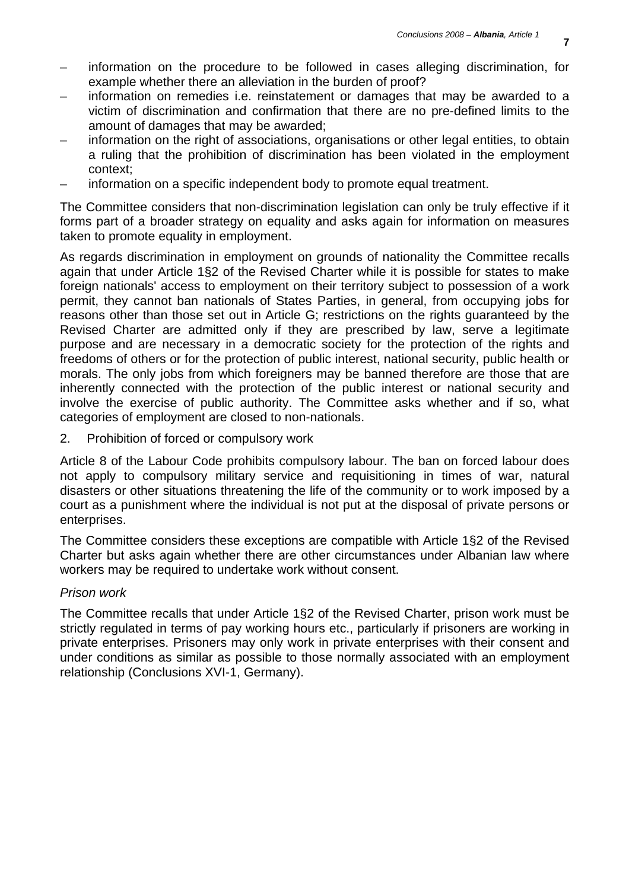- information on the procedure to be followed in cases alleging discrimination, for example whether there an alleviation in the burden of proof?
- information on remedies i.e. reinstatement or damages that may be awarded to a victim of discrimination and confirmation that there are no pre-defined limits to the amount of damages that may be awarded;
- information on the right of associations, organisations or other legal entities, to obtain a ruling that the prohibition of discrimination has been violated in the employment context;
- information on a specific independent body to promote equal treatment.

The Committee considers that non-discrimination legislation can only be truly effective if it forms part of a broader strategy on equality and asks again for information on measures taken to promote equality in employment.

As regards discrimination in employment on grounds of nationality the Committee recalls again that under Article 1§2 of the Revised Charter while it is possible for states to make foreign nationals' access to employment on their territory subject to possession of a work permit, they cannot ban nationals of States Parties, in general, from occupying jobs for reasons other than those set out in Article G; restrictions on the rights guaranteed by the Revised Charter are admitted only if they are prescribed by law, serve a legitimate purpose and are necessary in a democratic society for the protection of the rights and freedoms of others or for the protection of public interest, national security, public health or morals. The only jobs from which foreigners may be banned therefore are those that are inherently connected with the protection of the public interest or national security and involve the exercise of public authority. The Committee asks whether and if so, what categories of employment are closed to non-nationals.

2. Prohibition of forced or compulsory work

Article 8 of the Labour Code prohibits compulsory labour. The ban on forced labour does not apply to compulsory military service and requisitioning in times of war, natural disasters or other situations threatening the life of the community or to work imposed by a court as a punishment where the individual is not put at the disposal of private persons or enterprises.

The Committee considers these exceptions are compatible with Article 1§2 of the Revised Charter but asks again whether there are other circumstances under Albanian law where workers may be required to undertake work without consent.

*Prison work*

The Committee recalls that under Article 1§2 of the Revised Charter, prison work must be strictly regulated in terms of pay working hours etc., particularly if prisoners are working in private enterprises. Prisoners may only work in private enterprises with their consent and under conditions as similar as possible to those normally associated with an employment relationship (Conclusions XVI-1, Germany).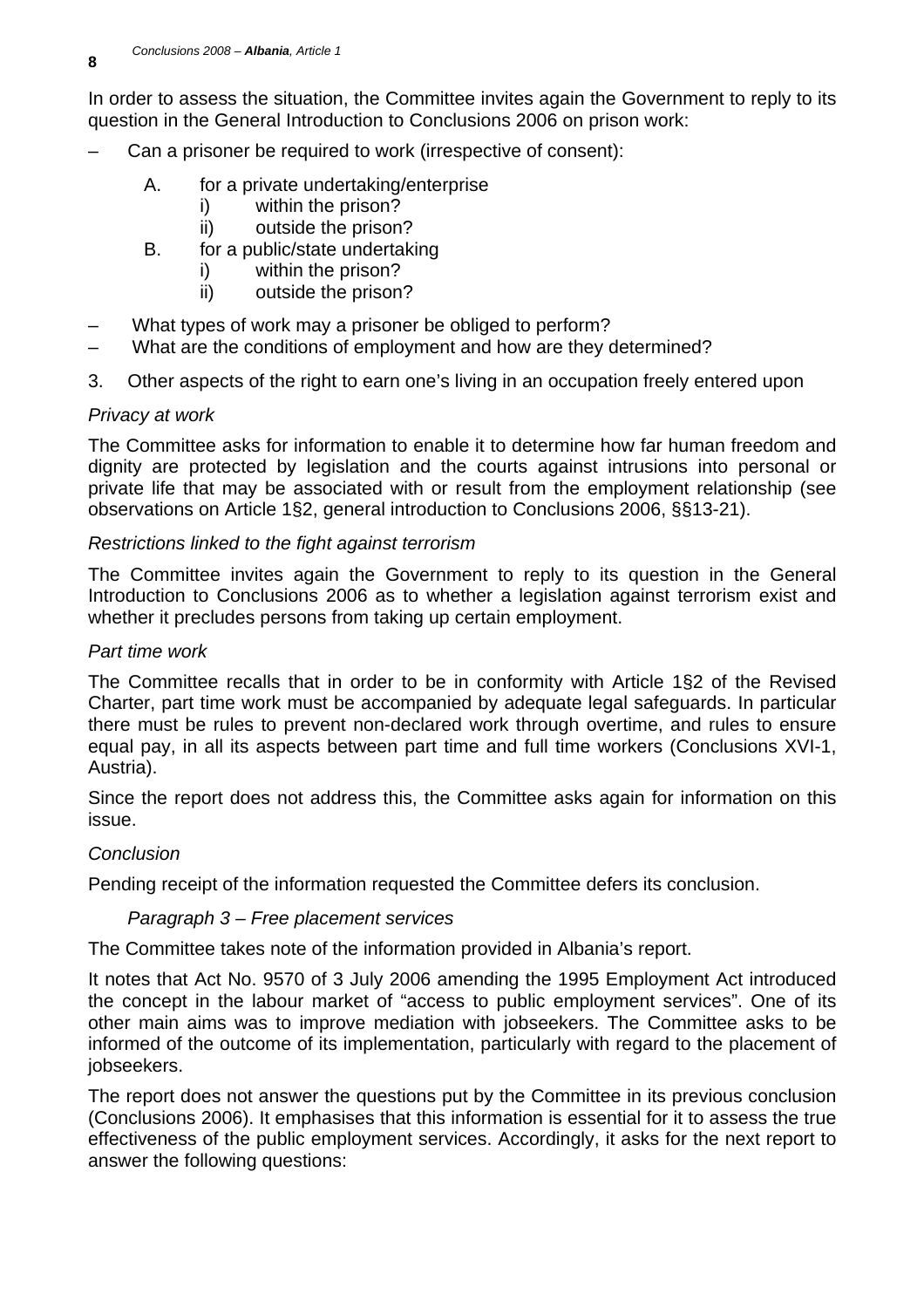In order to assess the situation, the Committee invites again the Government to reply to its question in the General Introduction to Conclusions 2006 on prison work:

– Can a prisoner be required to work (irrespective of consent):

  A. for a private undertaking/enterprise
     i) within the prison?
     ii) outside the prison?
  B. for a public/state undertaking
     i) within the prison?
     ii) outside the prison?

– What types of work may a prisoner be obliged to perform?
– What are the conditions of employment and how are they determined?

3. Other aspects of the right to earn one's living in an occupation freely entered upon

*Privacy at work*

The Committee asks for information to enable it to determine how far human freedom and dignity are protected by legislation and the courts against intrusions into personal or private life that may be associated with or result from the employment relationship (see observations on Article 1§2, general introduction to Conclusions 2006, §§13-21).

*Restrictions linked to the fight against terrorism*

The Committee invites again the Government to reply to its question in the General Introduction to Conclusions 2006 as to whether a legislation against terrorism exist and whether it precludes persons from taking up certain employment.

*Part time work*

The Committee recalls that in order to be in conformity with Article 1§2 of the Revised Charter, part time work must be accompanied by adequate legal safeguards. In particular there must be rules to prevent non-declared work through overtime, and rules to ensure equal pay, in all its aspects between part time and full time workers (Conclusions XVI-1, Austria).

Since the report does not address this, the Committee asks again for information on this issue.

*Conclusion*

Pending receipt of the information requested the Committee defers its conclusion.

*Paragraph 3 – Free placement services*

The Committee takes note of the information provided in Albania's report.

It notes that Act No. 9570 of 3 July 2006 amending the 1995 Employment Act introduced the concept in the labour market of "access to public employment services". One of its other main aims was to improve mediation with jobseekers. The Committee asks to be informed of the outcome of its implementation, particularly with regard to the placement of jobseekers.

The report does not answer the questions put by the Committee in its previous conclusion (Conclusions 2006). It emphasises that this information is essential for it to assess the true effectiveness of the public employment services. Accordingly, it asks for the next report to answer the following questions: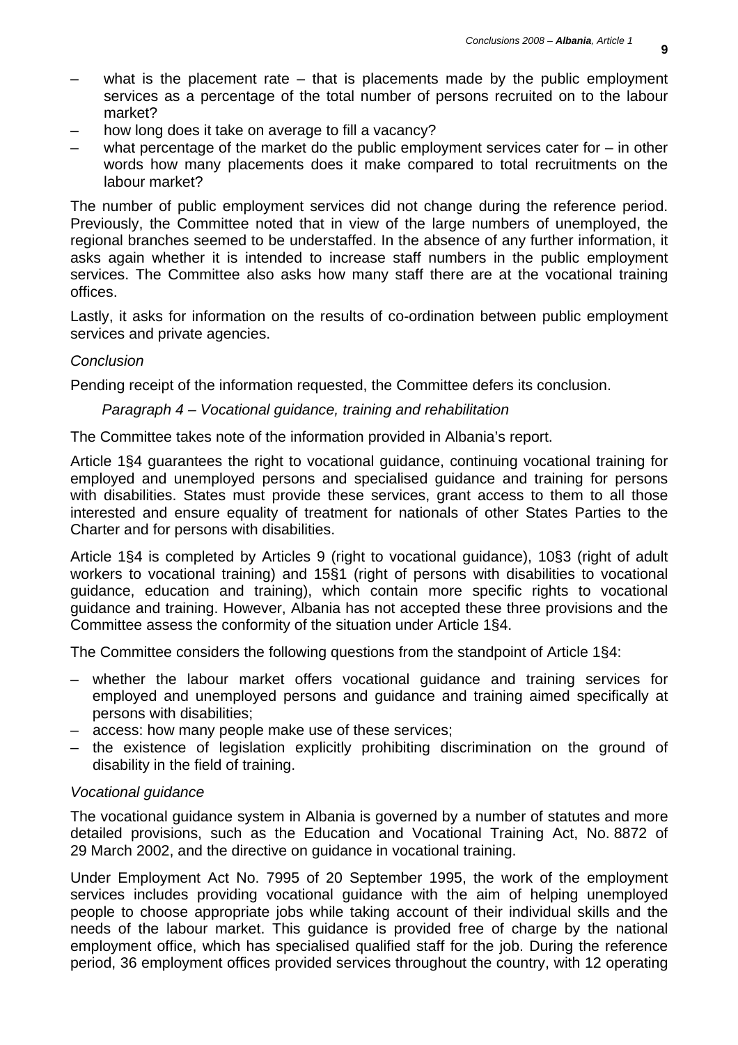- what is the placement rate – that is placements made by the public employment services as a percentage of the total number of persons recruited on to the labour market?
- how long does it take on average to fill a vacancy?
- what percentage of the market do the public employment services cater for – in other words how many placements does it make compared to total recruitments on the labour market?

The number of public employment services did not change during the reference period. Previously, the Committee noted that in view of the large numbers of unemployed, the regional branches seemed to be understaffed. In the absence of any further information, it asks again whether it is intended to increase staff numbers in the public employment services. The Committee also asks how many staff there are at the vocational training offices.

Lastly, it asks for information on the results of co-ordination between public employment services and private agencies.

*Conclusion*

Pending receipt of the information requested, the Committee defers its conclusion.

*Paragraph 4 – Vocational guidance, training and rehabilitation*

The Committee takes note of the information provided in Albania's report.

Article 1§4 guarantees the right to vocational guidance, continuing vocational training for employed and unemployed persons and specialised guidance and training for persons with disabilities. States must provide these services, grant access to them to all those interested and ensure equality of treatment for nationals of other States Parties to the Charter and for persons with disabilities.

Article 1§4 is completed by Articles 9 (right to vocational guidance), 10§3 (right of adult workers to vocational training) and 15§1 (right of persons with disabilities to vocational guidance, education and training), which contain more specific rights to vocational guidance and training. However, Albania has not accepted these three provisions and the Committee assess the conformity of the situation under Article 1§4.

The Committee considers the following questions from the standpoint of Article 1§4:

- whether the labour market offers vocational guidance and training services for employed and unemployed persons and guidance and training aimed specifically at persons with disabilities;
- access: how many people make use of these services;
- the existence of legislation explicitly prohibiting discrimination on the ground of disability in the field of training.

*Vocational guidance*

The vocational guidance system in Albania is governed by a number of statutes and more detailed provisions, such as the Education and Vocational Training Act, No. 8872 of 29 March 2002, and the directive on guidance in vocational training.

Under Employment Act No. 7995 of 20 September 1995, the work of the employment services includes providing vocational guidance with the aim of helping unemployed people to choose appropriate jobs while taking account of their individual skills and the needs of the labour market. This guidance is provided free of charge by the national employment office, which has specialised qualified staff for the job. During the reference period, 36 employment offices provided services throughout the country, with 12 operating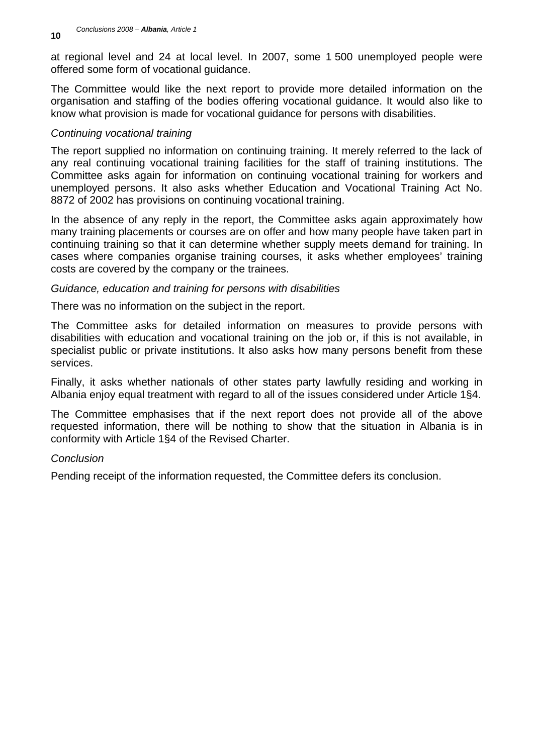at regional level and 24 at local level. In 2007, some 1 500 unemployed people were offered some form of vocational guidance.

The Committee would like the next report to provide more detailed information on the organisation and staffing of the bodies offering vocational guidance. It would also like to know what provision is made for vocational guidance for persons with disabilities.

*Continuing vocational training*

The report supplied no information on continuing training. It merely referred to the lack of any real continuing vocational training facilities for the staff of training institutions. The Committee asks again for information on continuing vocational training for workers and unemployed persons. It also asks whether Education and Vocational Training Act No. 8872 of 2002 has provisions on continuing vocational training.

In the absence of any reply in the report, the Committee asks again approximately how many training placements or courses are on offer and how many people have taken part in continuing training so that it can determine whether supply meets demand for training. In cases where companies organise training courses, it asks whether employees' training costs are covered by the company or the trainees.

*Guidance, education and training for persons with disabilities*

There was no information on the subject in the report.

The Committee asks for detailed information on measures to provide persons with disabilities with education and vocational training on the job or, if this is not available, in specialist public or private institutions. It also asks how many persons benefit from these services.

Finally, it asks whether nationals of other states party lawfully residing and working in Albania enjoy equal treatment with regard to all of the issues considered under Article 1§4.

The Committee emphasises that if the next report does not provide all of the above requested information, there will be nothing to show that the situation in Albania is in conformity with Article 1§4 of the Revised Charter.

*Conclusion*

Pending receipt of the information requested, the Committee defers its conclusion.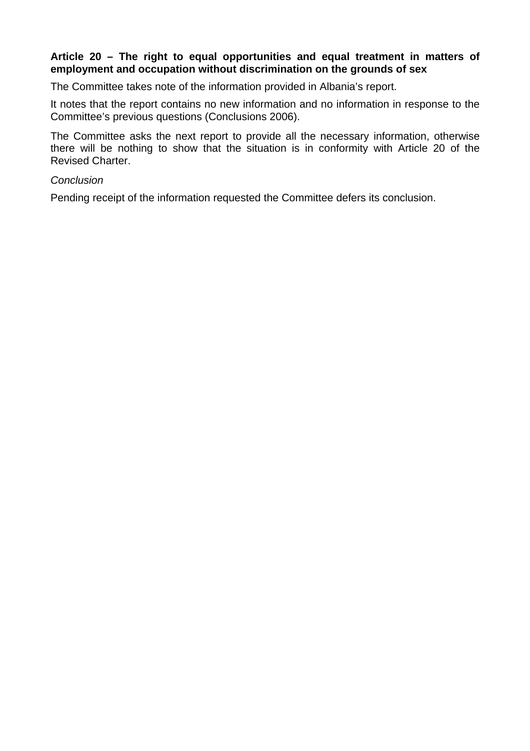**Article 20 – The right to equal opportunities and equal treatment in matters of employment and occupation without discrimination on the grounds of sex**

The Committee takes note of the information provided in Albania's report.

It notes that the report contains no new information and no information in response to the Committee's previous questions (Conclusions 2006).

The Committee asks the next report to provide all the necessary information, otherwise there will be nothing to show that the situation is in conformity with Article 20 of the Revised Charter.

*Conclusion*

Pending receipt of the information requested the Committee defers its conclusion.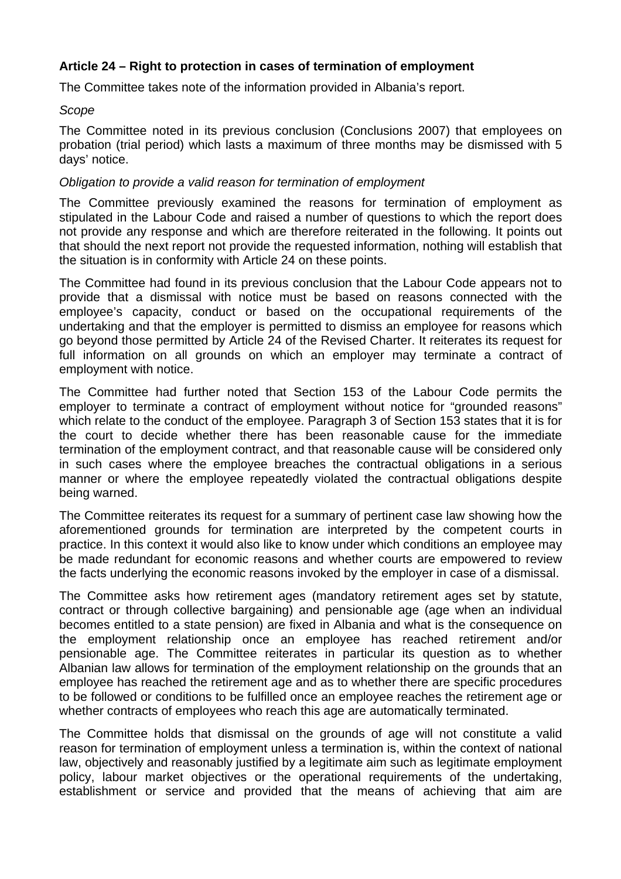**Article 24 – Right to protection in cases of termination of employment**

The Committee takes note of the information provided in Albania's report.

*Scope*

The Committee noted in its previous conclusion (Conclusions 2007) that employees on probation (trial period) which lasts a maximum of three months may be dismissed with 5 days' notice.

*Obligation to provide a valid reason for termination of employment*

The Committee previously examined the reasons for termination of employment as stipulated in the Labour Code and raised a number of questions to which the report does not provide any response and which are therefore reiterated in the following. It points out that should the next report not provide the requested information, nothing will establish that the situation is in conformity with Article 24 on these points.

The Committee had found in its previous conclusion that the Labour Code appears not to provide that a dismissal with notice must be based on reasons connected with the employee's capacity, conduct or based on the occupational requirements of the undertaking and that the employer is permitted to dismiss an employee for reasons which go beyond those permitted by Article 24 of the Revised Charter. It reiterates its request for full information on all grounds on which an employer may terminate a contract of employment with notice.

The Committee had further noted that Section 153 of the Labour Code permits the employer to terminate a contract of employment without notice for "grounded reasons" which relate to the conduct of the employee. Paragraph 3 of Section 153 states that it is for the court to decide whether there has been reasonable cause for the immediate termination of the employment contract, and that reasonable cause will be considered only in such cases where the employee breaches the contractual obligations in a serious manner or where the employee repeatedly violated the contractual obligations despite being warned.

The Committee reiterates its request for a summary of pertinent case law showing how the aforementioned grounds for termination are interpreted by the competent courts in practice. In this context it would also like to know under which conditions an employee may be made redundant for economic reasons and whether courts are empowered to review the facts underlying the economic reasons invoked by the employer in case of a dismissal.

The Committee asks how retirement ages (mandatory retirement ages set by statute, contract or through collective bargaining) and pensionable age (age when an individual becomes entitled to a state pension) are fixed in Albania and what is the consequence on the employment relationship once an employee has reached retirement and/or pensionable age. The Committee reiterates in particular its question as to whether Albanian law allows for termination of the employment relationship on the grounds that an employee has reached the retirement age and as to whether there are specific procedures to be followed or conditions to be fulfilled once an employee reaches the retirement age or whether contracts of employees who reach this age are automatically terminated.

The Committee holds that dismissal on the grounds of age will not constitute a valid reason for termination of employment unless a termination is, within the context of national law, objectively and reasonably justified by a legitimate aim such as legitimate employment policy, labour market objectives or the operational requirements of the undertaking, establishment or service and provided that the means of achieving that aim are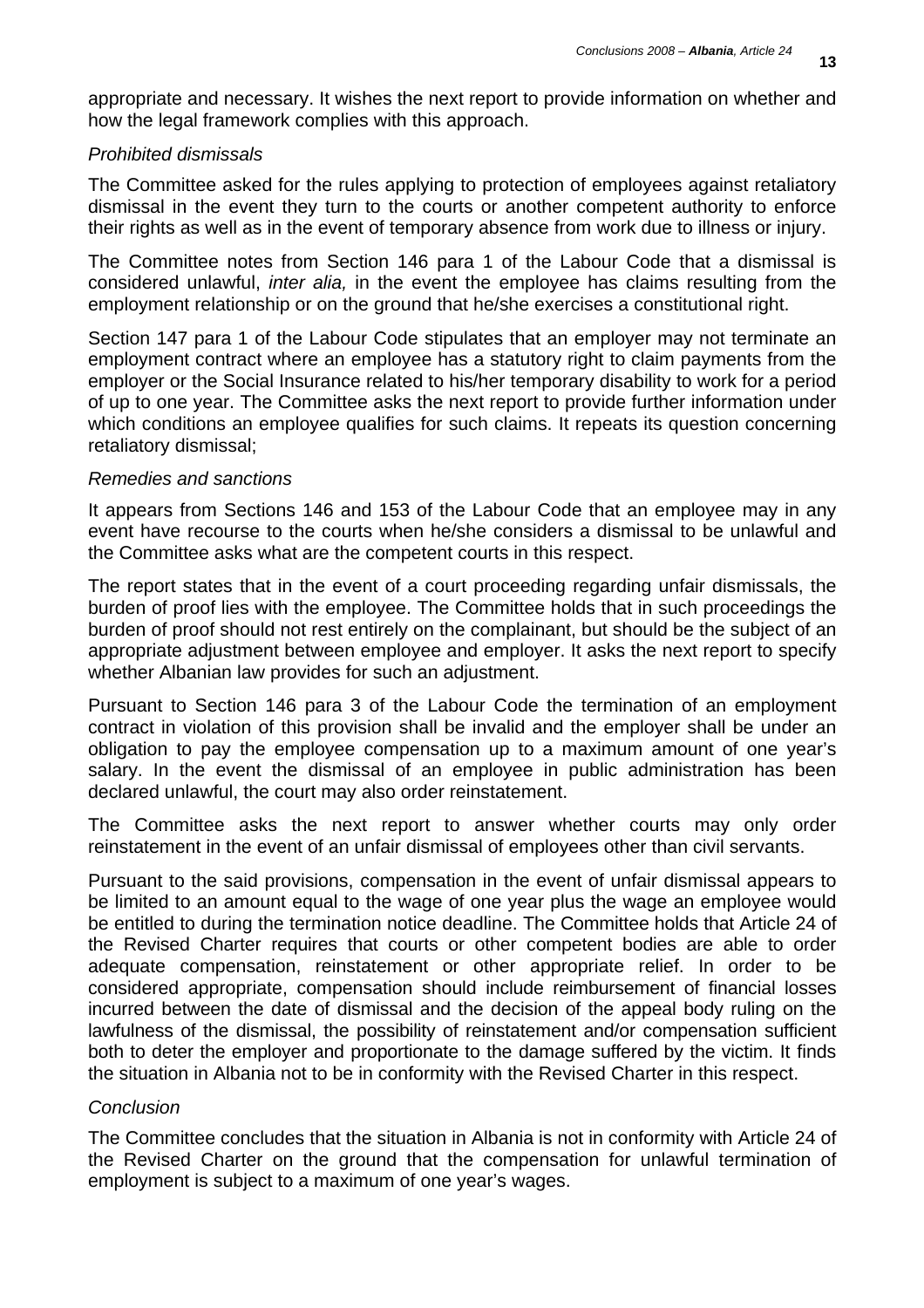appropriate and necessary. It wishes the next report to provide information on whether and how the legal framework complies with this approach.

*Prohibited dismissals*

The Committee asked for the rules applying to protection of employees against retaliatory dismissal in the event they turn to the courts or another competent authority to enforce their rights as well as in the event of temporary absence from work due to illness or injury.

The Committee notes from Section 146 para 1 of the Labour Code that a dismissal is considered unlawful, *inter alia,* in the event the employee has claims resulting from the employment relationship or on the ground that he/she exercises a constitutional right.

Section 147 para 1 of the Labour Code stipulates that an employer may not terminate an employment contract where an employee has a statutory right to claim payments from the employer or the Social Insurance related to his/her temporary disability to work for a period of up to one year. The Committee asks the next report to provide further information under which conditions an employee qualifies for such claims. It repeats its question concerning retaliatory dismissal;

*Remedies and sanctions*

It appears from Sections 146 and 153 of the Labour Code that an employee may in any event have recourse to the courts when he/she considers a dismissal to be unlawful and the Committee asks what are the competent courts in this respect.

The report states that in the event of a court proceeding regarding unfair dismissals, the burden of proof lies with the employee. The Committee holds that in such proceedings the burden of proof should not rest entirely on the complainant, but should be the subject of an appropriate adjustment between employee and employer. It asks the next report to specify whether Albanian law provides for such an adjustment.

Pursuant to Section 146 para 3 of the Labour Code the termination of an employment contract in violation of this provision shall be invalid and the employer shall be under an obligation to pay the employee compensation up to a maximum amount of one year's salary. In the event the dismissal of an employee in public administration has been declared unlawful, the court may also order reinstatement.

The Committee asks the next report to answer whether courts may only order reinstatement in the event of an unfair dismissal of employees other than civil servants.

Pursuant to the said provisions, compensation in the event of unfair dismissal appears to be limited to an amount equal to the wage of one year plus the wage an employee would be entitled to during the termination notice deadline. The Committee holds that Article 24 of the Revised Charter requires that courts or other competent bodies are able to order adequate compensation, reinstatement or other appropriate relief. In order to be considered appropriate, compensation should include reimbursement of financial losses incurred between the date of dismissal and the decision of the appeal body ruling on the lawfulness of the dismissal, the possibility of reinstatement and/or compensation sufficient both to deter the employer and proportionate to the damage suffered by the victim. It finds the situation in Albania not to be in conformity with the Revised Charter in this respect.

*Conclusion*

The Committee concludes that the situation in Albania is not in conformity with Article 24 of the Revised Charter on the ground that the compensation for unlawful termination of employment is subject to a maximum of one year's wages.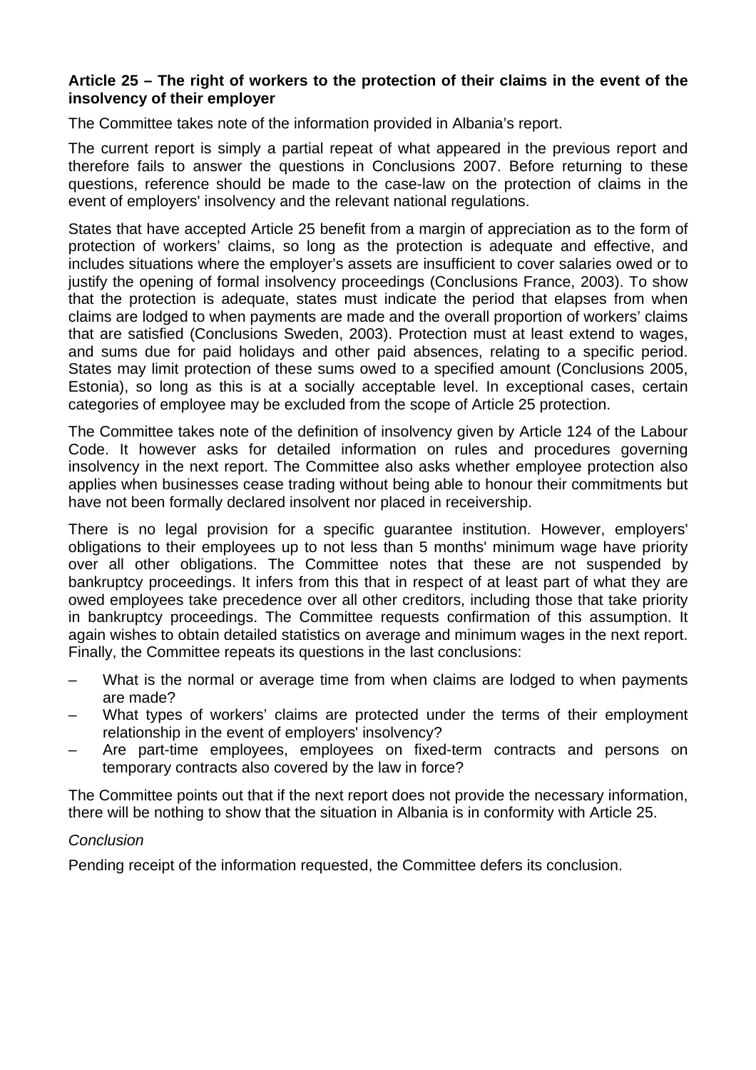**Article 25 – The right of workers to the protection of their claims in the event of the insolvency of their employer**

The Committee takes note of the information provided in Albania's report.

The current report is simply a partial repeat of what appeared in the previous report and therefore fails to answer the questions in Conclusions 2007. Before returning to these questions, reference should be made to the case-law on the protection of claims in the event of employers' insolvency and the relevant national regulations.

States that have accepted Article 25 benefit from a margin of appreciation as to the form of protection of workers' claims, so long as the protection is adequate and effective, and includes situations where the employer's assets are insufficient to cover salaries owed or to justify the opening of formal insolvency proceedings (Conclusions France, 2003). To show that the protection is adequate, states must indicate the period that elapses from when claims are lodged to when payments are made and the overall proportion of workers' claims that are satisfied (Conclusions Sweden, 2003). Protection must at least extend to wages, and sums due for paid holidays and other paid absences, relating to a specific period. States may limit protection of these sums owed to a specified amount (Conclusions 2005, Estonia), so long as this is at a socially acceptable level. In exceptional cases, certain categories of employee may be excluded from the scope of Article 25 protection.

The Committee takes note of the definition of insolvency given by Article 124 of the Labour Code. It however asks for detailed information on rules and procedures governing insolvency in the next report. The Committee also asks whether employee protection also applies when businesses cease trading without being able to honour their commitments but have not been formally declared insolvent nor placed in receivership.

There is no legal provision for a specific guarantee institution. However, employers' obligations to their employees up to not less than 5 months' minimum wage have priority over all other obligations. The Committee notes that these are not suspended by bankruptcy proceedings. It infers from this that in respect of at least part of what they are owed employees take precedence over all other creditors, including those that take priority in bankruptcy proceedings. The Committee requests confirmation of this assumption. It again wishes to obtain detailed statistics on average and minimum wages in the next report. Finally, the Committee repeats its questions in the last conclusions:

- What is the normal or average time from when claims are lodged to when payments are made?
- What types of workers' claims are protected under the terms of their employment relationship in the event of employers' insolvency?
- Are part-time employees, employees on fixed-term contracts and persons on temporary contracts also covered by the law in force?

The Committee points out that if the next report does not provide the necessary information, there will be nothing to show that the situation in Albania is in conformity with Article 25.

*Conclusion*

Pending receipt of the information requested, the Committee defers its conclusion.